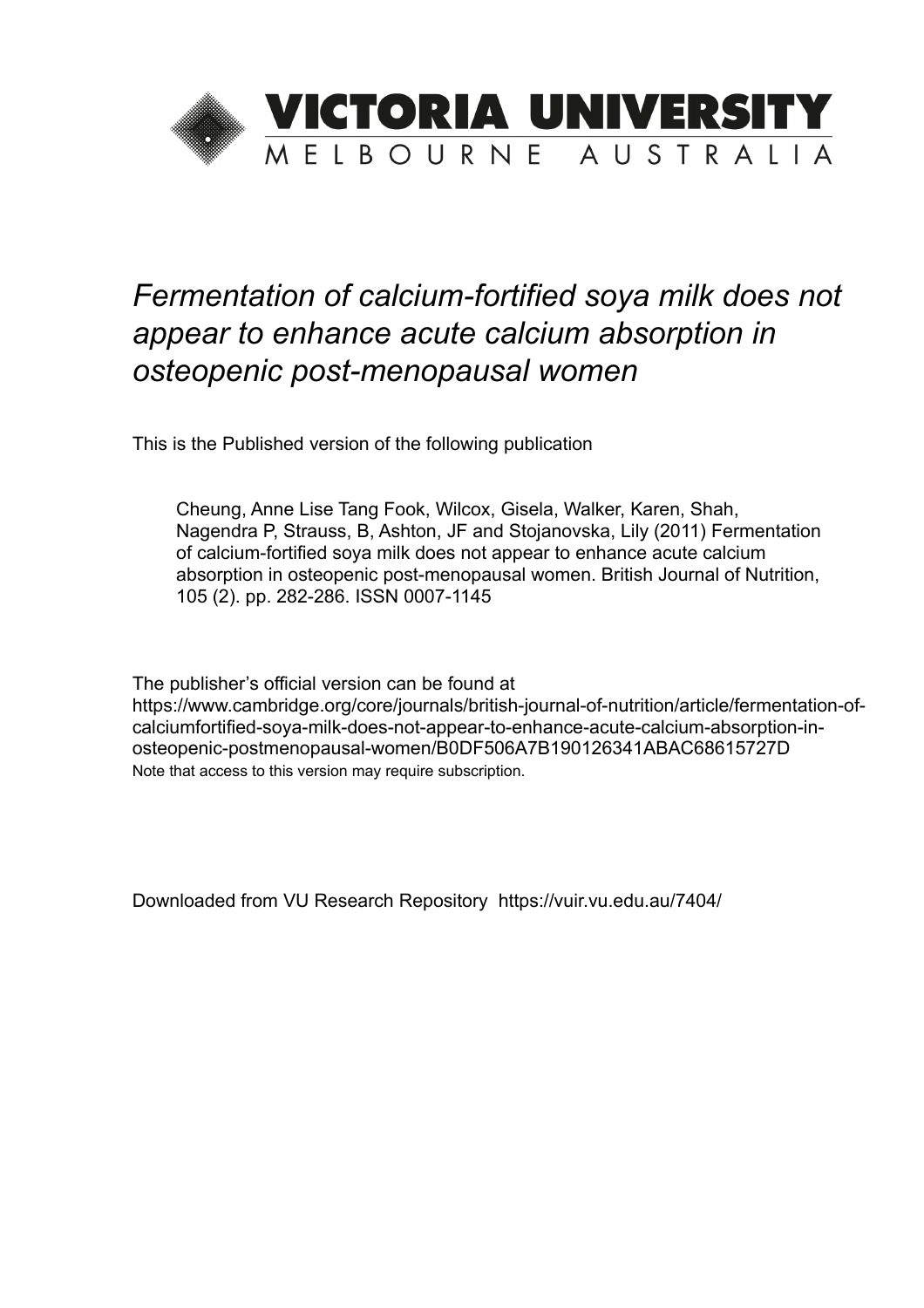# VICTORIA UNIVERSITY

MELBOURNE AUSTRALIA

*Fermentation of calcium-fortified soya milk does not appear to enhance acute calcium absorption in osteopenic post-menopausal women*

This is the Published version of the following publication

Cheung, Anne Lise Tang Fook, Wilcox, Gisela, Walker, Karen, Shah, Nagendra P, Strauss, B, Ashton, JF and Stojanovska, Lily (2011) Fermentation of calcium-fortified soya milk does not appear to enhance acute calcium absorption in osteopenic post-menopausal women. British Journal of Nutrition, 105 (2). pp. 282-286. ISSN 0007-1145

The publisher's official version can be found at
https://www.cambridge.org/core/journals/british-journal-of-nutrition/article/fermentation-of-calciumfortified-soya-milk-does-not-appear-to-enhance-acute-calcium-absorption-in-osteopenic-postmenopausal-women/B0DF506A7B190126341ABAC68615727D
Note that access to this version may require subscription.

Downloaded from VU Research Repository https://vuir.vu.edu.au/7404/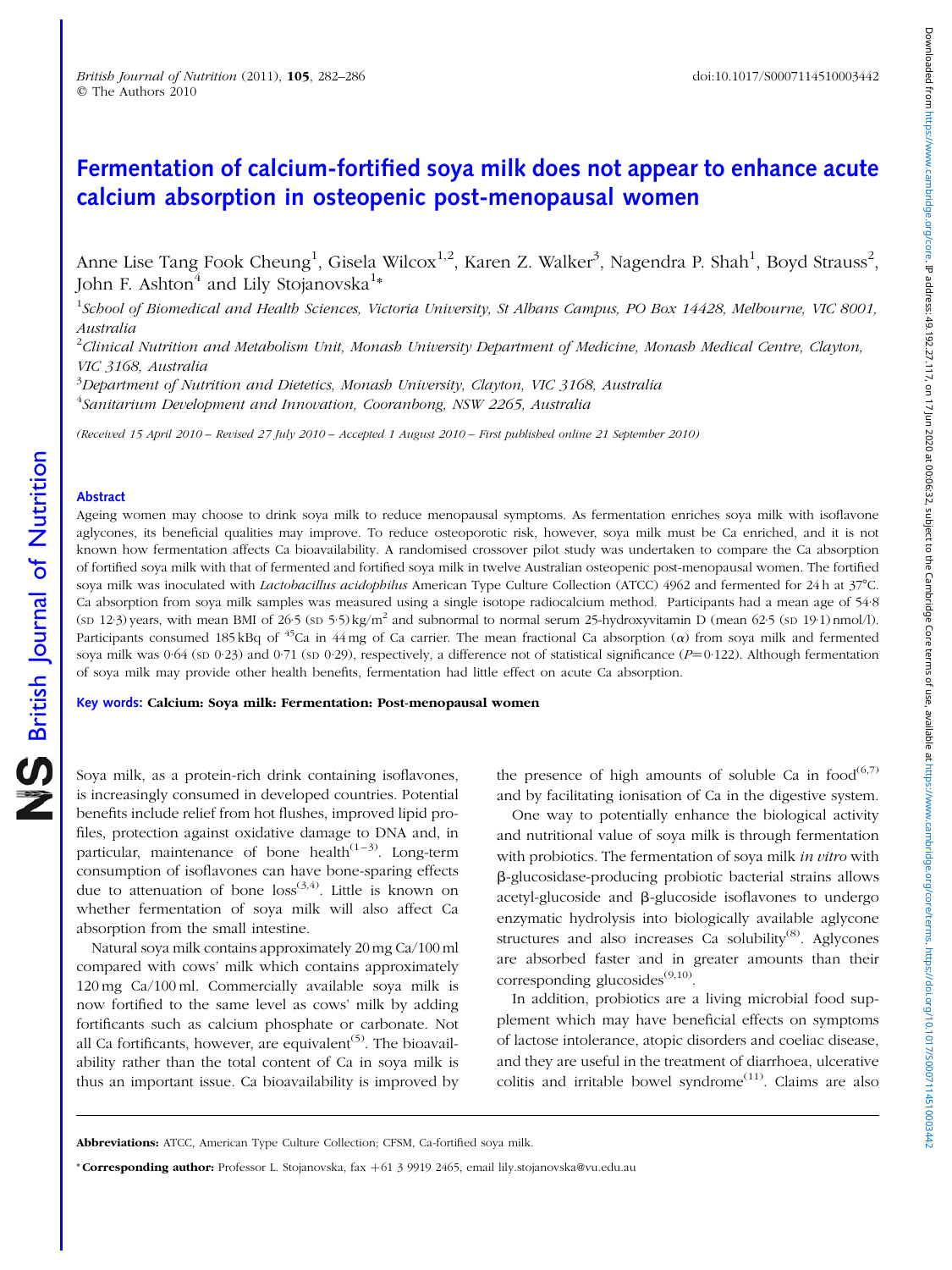# Fermentation of calcium-fortified soya milk does not appear to enhance acute calcium absorption in osteopenic post-menopausal women

Anne Lise Tang Fook Cheung[1], Gisela Wilcox[1,2], Karen Z. Walker[3], Nagendra P. Shah[1], Boyd Strauss[2], John F. Ashton[4] and Lily Stojanovska[1]*

[1]*School of Biomedical and Health Sciences, Victoria University, St Albans Campus, PO Box 14428, Melbourne, VIC 8001, Australia*

[2]*Clinical Nutrition and Metabolism Unit, Monash University Department of Medicine, Monash Medical Centre, Clayton, VIC 3168, Australia*

[3]*Department of Nutrition and Dietetics, Monash University, Clayton, VIC 3168, Australia*

[4]*Sanitarium Development and Innovation, Cooranbong, NSW 2265, Australia*

*(Received 15 April 2010 – Revised 27 July 2010 – Accepted 1 August 2010 – First published online 21 September 2010)*

## Abstract

Ageing women may choose to drink soya milk to reduce menopausal symptoms. As fermentation enriches soya milk with isoflavone aglycones, its beneficial qualities may improve. To reduce osteoporotic risk, however, soya milk must be Ca enriched, and it is not known how fermentation affects Ca bioavailability. A randomised crossover pilot study was undertaken to compare the Ca absorption of fortified soya milk with that of fermented and fortified soya milk in twelve Australian osteopenic post-menopausal women. The fortified soya milk was inoculated with *Lactobacillus acidophilus* American Type Culture Collection (ATCC) 4962 and fermented for 24 h at 37°C. Ca absorption from soya milk samples was measured using a single isotope radiocalcium method. Participants had a mean age of 54·8 (SD 12·3) years, with mean BMI of 26·5 (SD 5·5) kg/m$^2$ and subnormal to normal serum 25-hydroxyvitamin D (mean 62·5 (SD 19·1) nmol/l). Participants consumed 185 kBq of $^{45}$Ca in 44 mg of Ca carrier. The mean fractional Ca absorption ($\alpha$) from soya milk and fermented soya milk was 0·64 (SD 0·23) and 0·71 (SD 0·29), respectively, a difference not of statistical significance ($P$=0·122). Although fermentation of soya milk may provide other health benefits, fermentation had little effect on acute Ca absorption.

**Key words: Calcium: Soya milk: Fermentation: Post-menopausal women**

Soya milk, as a protein-rich drink containing isoflavones, is increasingly consumed in developed countries. Potential benefits include relief from hot flushes, improved lipid profiles, protection against oxidative damage to DNA and, in particular, maintenance of bone health[1–3]. Long-term consumption of isoflavones can have bone-sparing effects due to attenuation of bone loss[3,4]. Little is known on whether fermentation of soya milk will also affect Ca absorption from the small intestine.

Natural soya milk contains approximately 20 mg Ca/100 ml compared with cows' milk which contains approximately 120 mg Ca/100 ml. Commercially available soya milk is now fortified to the same level as cows' milk by adding fortificants such as calcium phosphate or carbonate. Not all Ca fortificants, however, are equivalent[5]. The bioavailability rather than the total content of Ca in soya milk is thus an important issue. Ca bioavailability is improved by the presence of high amounts of soluble Ca in food[6,7] and by facilitating ionisation of Ca in the digestive system.

One way to potentially enhance the biological activity and nutritional value of soya milk is through fermentation with probiotics. The fermentation of soya milk *in vitro* with β-glucosidase-producing probiotic bacterial strains allows acetyl-glucoside and β-glucoside isoflavones to undergo enzymatic hydrolysis into biologically available aglycone structures and also increases Ca solubility[8]. Aglycones are absorbed faster and in greater amounts than their corresponding glucosides[9,10].

In addition, probiotics are a living microbial food supplement which may have beneficial effects on symptoms of lactose intolerance, atopic disorders and coeliac disease, and they are useful in the treatment of diarrhoea, ulcerative colitis and irritable bowel syndrome[11]. Claims are also

**Abbreviations:** ATCC, American Type Culture Collection; CFSM, Ca-fortified soya milk.

***Corresponding author:** Professor L. Stojanovska, fax +61 3 9919 2465, email lily.stojanovska@vu.edu.au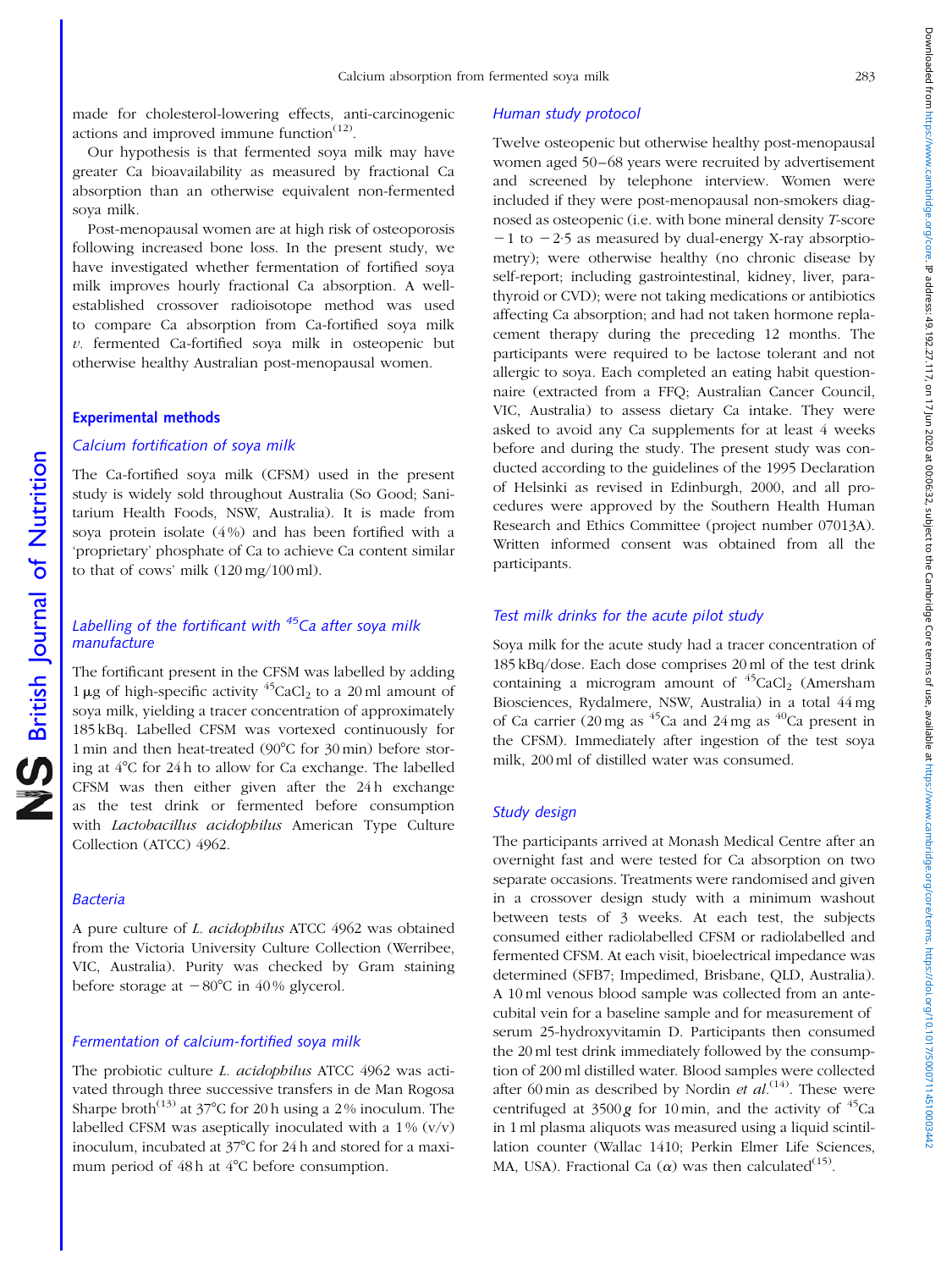made for cholesterol-lowering effects, anti-carcinogenic actions and improved immune function[12].

Our hypothesis is that fermented soya milk may have greater Ca bioavailability as measured by fractional Ca absorption than an otherwise equivalent non-fermented soya milk.

Post-menopausal women are at high risk of osteoporosis following increased bone loss. In the present study, we have investigated whether fermentation of fortified soya milk improves hourly fractional Ca absorption. A well-established crossover radioisotope method was used to compare Ca absorption from Ca-fortified soya milk *v.* fermented Ca-fortified soya milk in osteopenic but otherwise healthy Australian post-menopausal women.

## Experimental methods

### Calcium fortification of soya milk

The Ca-fortified soya milk (CFSM) used in the present study is widely sold throughout Australia (So Good; Sanitarium Health Foods, NSW, Australia). It is made from soya protein isolate (4 %) and has been fortified with a 'proprietary' phosphate of Ca to achieve Ca content similar to that of cows' milk (120 mg/100 ml).

### Labelling of the fortificant with $^{45}$Ca after soya milk manufacture

The fortificant present in the CFSM was labelled by adding 1 μg of high-specific activity $^{45}CaCl_2$ to a 20 ml amount of soya milk, yielding a tracer concentration of approximately 185 kBq. Labelled CFSM was vortexed continuously for 1 min and then heat-treated (90°C for 30 min) before storing at 4°C for 24 h to allow for Ca exchange. The labelled CFSM was then either given after the 24 h exchange as the test drink or fermented before consumption with *Lactobacillus acidophilus* American Type Culture Collection (ATCC) 4962.

### Bacteria

A pure culture of *L. acidophilus* ATCC 4962 was obtained from the Victoria University Culture Collection (Werribee, VIC, Australia). Purity was checked by Gram staining before storage at −80°C in 40 % glycerol.

### Fermentation of calcium-fortified soya milk

The probiotic culture *L. acidophilus* ATCC 4962 was activated through three successive transfers in de Man Rogosa Sharpe broth[13] at 37°C for 20 h using a 2 % inoculum. The labelled CFSM was aseptically inoculated with a 1 % (v/v) inoculum, incubated at 37°C for 24 h and stored for a maximum period of 48 h at 4°C before consumption.

### Human study protocol

Twelve osteopenic but otherwise healthy post-menopausal women aged 50–68 years were recruited by advertisement and screened by telephone interview. Women were included if they were post-menopausal non-smokers diagnosed as osteopenic (i.e. with bone mineral density *T*-score −1 to −2·5 as measured by dual-energy X-ray absorptiometry); were otherwise healthy (no chronic disease by self-report; including gastrointestinal, kidney, liver, parathyroid or CVD); were not taking medications or antibiotics affecting Ca absorption; and had not taken hormone replacement therapy during the preceding 12 months. The participants were required to be lactose tolerant and not allergic to soya. Each completed an eating habit questionnaire (extracted from a FFQ; Australian Cancer Council, VIC, Australia) to assess dietary Ca intake. They were asked to avoid any Ca supplements for at least 4 weeks before and during the study. The present study was conducted according to the guidelines of the 1995 Declaration of Helsinki as revised in Edinburgh, 2000, and all procedures were approved by the Southern Health Human Research and Ethics Committee (project number 07013A). Written informed consent was obtained from all the participants.

### Test milk drinks for the acute pilot study

Soya milk for the acute study had a tracer concentration of 185 kBq/dose. Each dose comprises 20 ml of the test drink containing a microgram amount of $^{45}CaCl_2$ (Amersham Biosciences, Rydalmere, NSW, Australia) in a total 44 mg of Ca carrier (20 mg as $^{45}$Ca and 24 mg as $^{40}$Ca present in the CFSM). Immediately after ingestion of the test soya milk, 200 ml of distilled water was consumed.

### Study design

The participants arrived at Monash Medical Centre after an overnight fast and were tested for Ca absorption on two separate occasions. Treatments were randomised and given in a crossover design study with a minimum washout between tests of 3 weeks. At each test, the subjects consumed either radiolabelled CFSM or radiolabelled and fermented CFSM. At each visit, bioelectrical impedance was determined (SFB7; Impedimed, Brisbane, QLD, Australia). A 10 ml venous blood sample was collected from an antecubital vein for a baseline sample and for measurement of serum 25-hydroxyvitamin D. Participants then consumed the 20 ml test drink immediately followed by the consumption of 200 ml distilled water. Blood samples were collected after 60 min as described by Nordin *et al.*[14]. These were centrifuged at 3500 *g* for 10 min, and the activity of $^{45}$Ca in 1 ml plasma aliquots was measured using a liquid scintillation counter (Wallac 1410; Perkin Elmer Life Sciences, MA, USA). Fractional Ca ($\alpha$) was then calculated[15].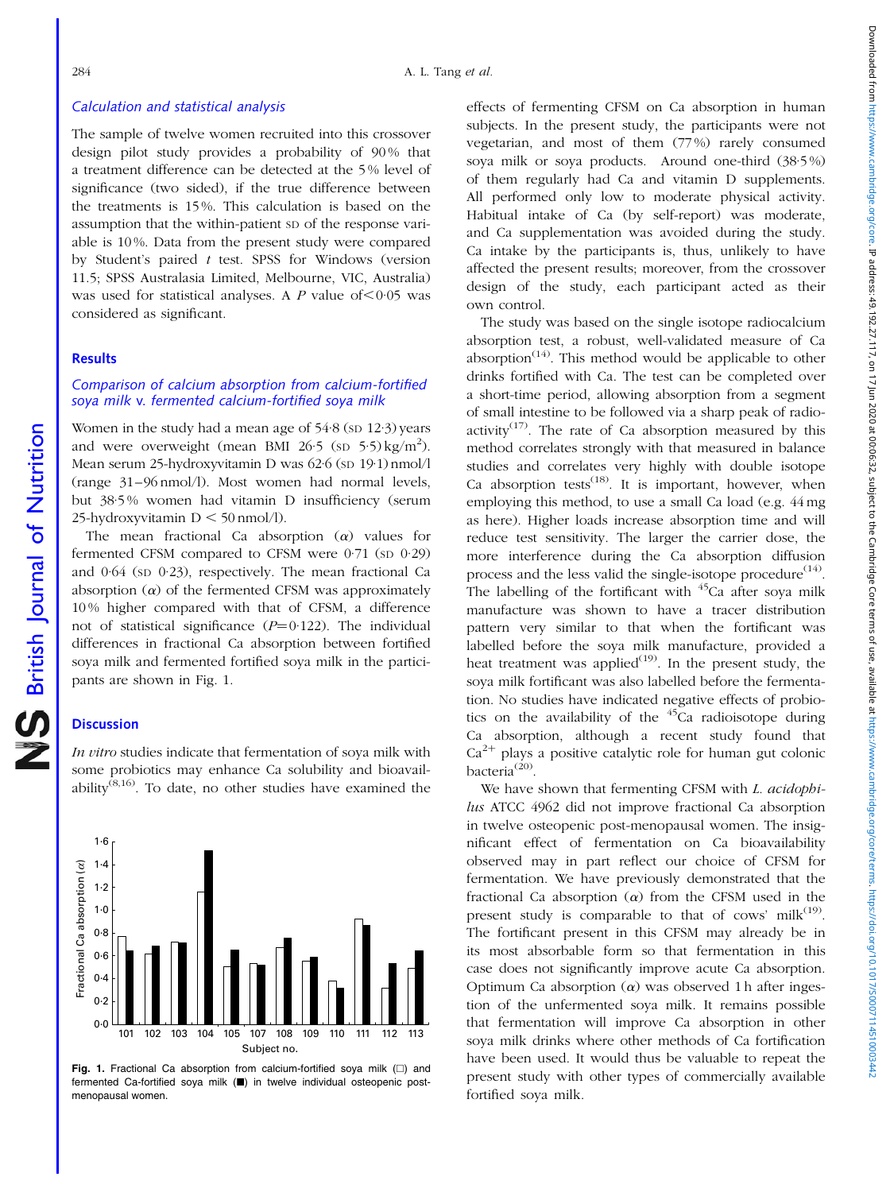### Calculation and statistical analysis

The sample of twelve women recruited into this crossover design pilot study provides a probability of 90 % that a treatment difference can be detected at the 5 % level of significance (two sided), if the true difference between the treatments is 15 %. This calculation is based on the assumption that the within-patient SD of the response variable is 10 %. Data from the present study were compared by Student's paired $t$ test. SPSS for Windows (version 11.5; SPSS Australasia Limited, Melbourne, VIC, Australia) was used for statistical analyses. A $P$ value of $<0·05$ was considered as significant.

## Results

### Comparison of calcium absorption from calcium-fortified soya milk v. fermented calcium-fortified soya milk

Women in the study had a mean age of 54·8 (SD 12·3) years and were overweight (mean BMI 26·5 (SD 5·5) kg/m$^2$). Mean serum 25-hydroxyvitamin D was 62·6 (SD 19·1) nmol/l (range 31–96 nmol/l). Most women had normal levels, but 38·5 % women had vitamin D insufficiency (serum 25-hydroxyvitamin D $<$ 50 nmol/l).

The mean fractional Ca absorption ($\alpha$) values for fermented CFSM compared to CFSM were 0·71 (SD 0·29) and 0·64 (SD 0·23), respectively. The mean fractional Ca absorption ($\alpha$) of the fermented CFSM was approximately 10 % higher compared with that of CFSM, a difference not of statistical significance ($P$=0·122). The individual differences in fractional Ca absorption between fortified soya milk and fermented fortified soya milk in the participants are shown in Fig. 1.

## Discussion

*In vitro* studies indicate that fermentation of soya milk with some probiotics may enhance Ca solubility and bioavailability[8,16]. To date, no other studies have examined the effects of fermenting CFSM on Ca absorption in human subjects. In the present study, the participants were not vegetarian, and most of them (77 %) rarely consumed soya milk or soya products. Around one-third (38·5 %) of them regularly had Ca and vitamin D supplements. All performed only low to moderate physical activity. Habitual intake of Ca (by self-report) was moderate, and Ca supplementation was avoided during the study. Ca intake by the participants is, thus, unlikely to have affected the present results; moreover, from the crossover design of the study, each participant acted as their own control.

The study was based on the single isotope radiocalcium absorption test, a robust, well-validated measure of Ca absorption[14]. This method would be applicable to other drinks fortified with Ca. The test can be completed over a short-time period, allowing absorption from a segment of small intestine to be followed via a sharp peak of radioactivity[17]. The rate of Ca absorption measured by this method correlates strongly with that measured in balance studies and correlates very highly with double isotope Ca absorption tests[18]. It is important, however, when employing this method, to use a small Ca load (e.g. 44 mg as here). Higher loads increase absorption time and will reduce test sensitivity. The larger the carrier dose, the more interference during the Ca absorption diffusion process and the less valid the single-isotope procedure[14]. The labelling of the fortificant with $^{45}$Ca after soya milk manufacture was shown to have a tracer distribution pattern very similar to that when the fortificant was labelled before the soya milk manufacture, provided a heat treatment was applied[19]. In the present study, the soya milk fortificant was also labelled before the fermentation. No studies have indicated negative effects of probiotics on the availability of the $^{45}$Ca radioisotope during Ca absorption, although a recent study found that $Ca^{2+}$ plays a positive catalytic role for human gut colonic bacteria[20].

We have shown that fermenting CFSM with *L. acidophilus* ATCC 4962 did not improve fractional Ca absorption in twelve osteopenic post-menopausal women. The insignificant effect of fermentation on Ca bioavailability observed may in part reflect our choice of CFSM for fermentation. We have previously demonstrated that the fractional Ca absorption ($\alpha$) from the CFSM used in the present study is comparable to that of cows' milk[19]. The fortificant present in this CFSM may already be in its most absorbable form so that fermentation in this case does not significantly improve acute Ca absorption. Optimum Ca absorption ($\alpha$) was observed 1 h after ingestion of the unfermented soya milk. It remains possible that fermentation will improve Ca absorption in other soya milk drinks where other methods of Ca fortification have been used. It would thus be valuable to repeat the present study with other types of commercially available fortified soya milk.

Fractional Ca absorption ($\alpha$)
1·6
1·4
1·2
1·0
0·8
0·6
0·4
0·2
0·0
101 102 103 104 105 107 108 109 110 111 112 113
Subject no.

**Fig. 1.** Fractional Ca absorption from calcium-fortified soya milk (□) and fermented Ca-fortified soya milk (■) in twelve individual osteopenic post-menopausal women.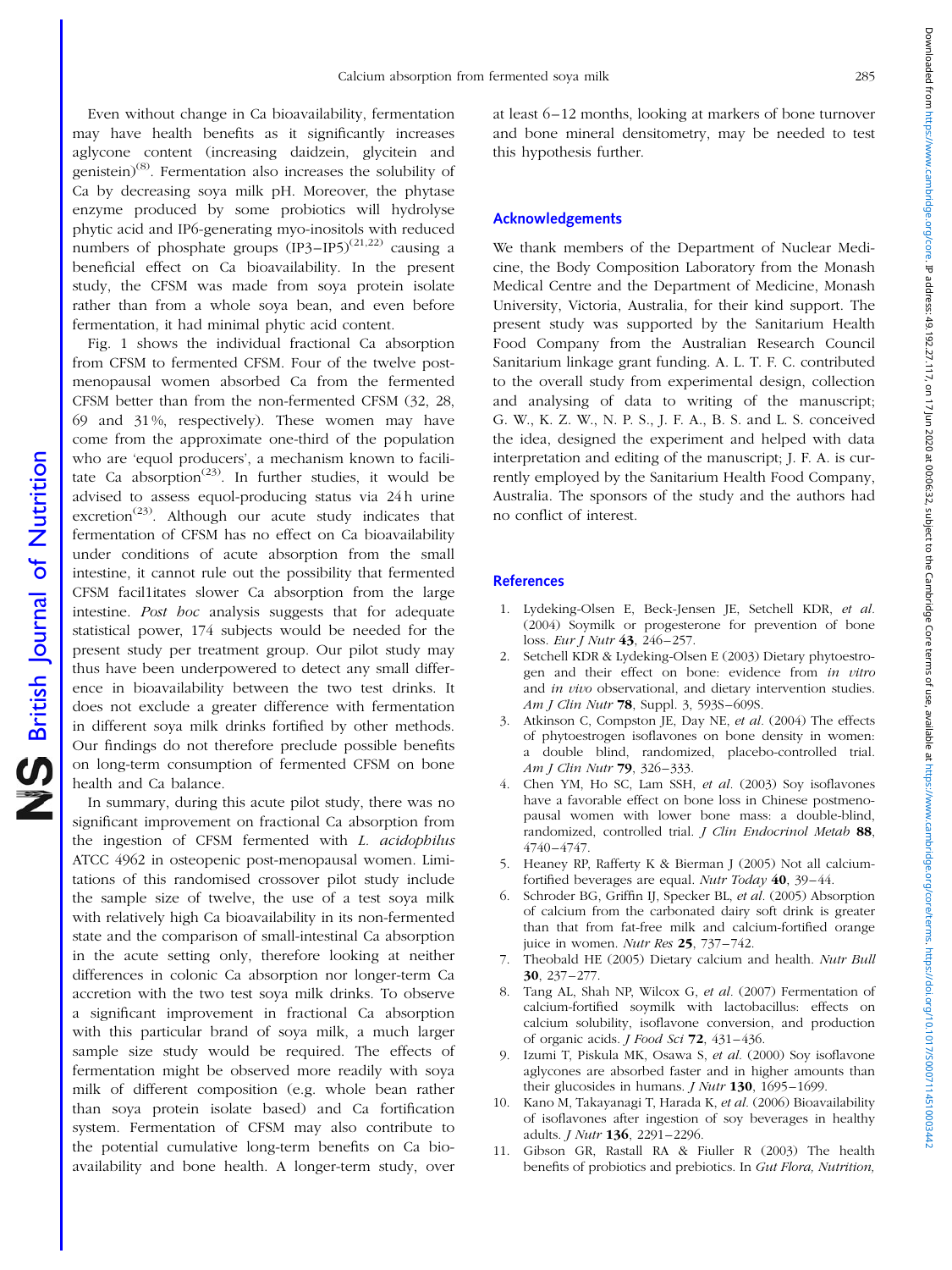Even without change in Ca bioavailability, fermentation may have health benefits as it significantly increases aglycone content (increasing daidzein, glycitein and genistein)[8]. Fermentation also increases the solubility of Ca by decreasing soya milk pH. Moreover, the phytase enzyme produced by some probiotics will hydrolyse phytic acid and IP6-generating myo-inositols with reduced numbers of phosphate groups (IP3–IP5)[21,22] causing a beneficial effect on Ca bioavailability. In the present study, the CFSM was made from soya protein isolate rather than from a whole soya bean, and even before fermentation, it had minimal phytic acid content.

Fig. 1 shows the individual fractional Ca absorption from CFSM to fermented CFSM. Four of the twelve post-menopausal women absorbed Ca from the fermented CFSM better than from the non-fermented CFSM (32, 28, 69 and 31 %, respectively). These women may have come from the approximate one-third of the population who are 'equol producers', a mechanism known to facilitate Ca absorption[23]. In further studies, it would be advised to assess equol-producing status via 24 h urine excretion[23]. Although our acute study indicates that fermentation of CFSM has no effect on Ca bioavailability under conditions of acute absorption from the small intestine, it cannot rule out the possibility that fermented CFSM facil1itates slower Ca absorption from the large intestine. *Post hoc* analysis suggests that for adequate statistical power, 174 subjects would be needed for the present study per treatment group. Our pilot study may thus have been underpowered to detect any small difference in bioavailability between the two test drinks. It does not exclude a greater difference with fermentation in different soya milk drinks fortified by other methods. Our findings do not therefore preclude possible benefits on long-term consumption of fermented CFSM on bone health and Ca balance.

In summary, during this acute pilot study, there was no significant improvement on fractional Ca absorption from the ingestion of CFSM fermented with *L. acidophilus* ATCC 4962 in osteopenic post-menopausal women. Limitations of this randomised crossover pilot study include the sample size of twelve, the use of a test soya milk with relatively high Ca bioavailability in its non-fermented state and the comparison of small-intestinal Ca absorption in the acute setting only, therefore looking at neither differences in colonic Ca absorption nor longer-term Ca accretion with the two test soya milk drinks. To observe a significant improvement in fractional Ca absorption with this particular brand of soya milk, a much larger sample size study would be required. The effects of fermentation might be observed more readily with soya milk of different composition (e.g. whole bean rather than soya protein isolate based) and Ca fortification system. Fermentation of CFSM may also contribute to the potential cumulative long-term benefits on Ca bioavailability and bone health. A longer-term study, over at least 6–12 months, looking at markers of bone turnover and bone mineral densitometry, may be needed to test this hypothesis further.

## Acknowledgements

We thank members of the Department of Nuclear Medicine, the Body Composition Laboratory from the Monash Medical Centre and the Department of Medicine, Monash University, Victoria, Australia, for their kind support. The present study was supported by the Sanitarium Health Food Company from the Australian Research Council Sanitarium linkage grant funding. A. L. T. F. C. contributed to the overall study from experimental design, collection and analysing of data to writing of the manuscript; G. W., K. Z. W., N. P. S., J. F. A., B. S. and L. S. conceived the idea, designed the experiment and helped with data interpretation and editing of the manuscript; J. F. A. is currently employed by the Sanitarium Health Food Company, Australia. The sponsors of the study and the authors had no conflict of interest.

## References

1. Lydeking-Olsen E, Beck-Jensen JE, Setchell KDR, *et al.* (2004) Soymilk or progesterone for prevention of bone loss. *Eur J Nutr* **43**, 246–257.
2. Setchell KDR & Lydeking-Olsen E (2003) Dietary phytoestrogen and their effect on bone: evidence from *in vitro* and *in vivo* observational, and dietary intervention studies. *Am J Clin Nutr* **78**, Suppl. 3, 593S–609S.
3. Atkinson C, Compston JE, Day NE, *et al.* (2004) The effects of phytoestrogen isoflavones on bone density in women: a double blind, randomized, placebo-controlled trial. *Am J Clin Nutr* **79**, 326–333.
4. Chen YM, Ho SC, Lam SSH, *et al.* (2003) Soy isoflavones have a favorable effect on bone loss in Chinese postmenopausal women with lower bone mass: a double-blind, randomized, controlled trial. *J Clin Endocrinol Metab* **88**, 4740–4747.
5. Heaney RP, Rafferty K & Bierman J (2005) Not all calcium-fortified beverages are equal. *Nutr Today* **40**, 39–44.
6. Schroder BG, Griffin IJ, Specker BL, *et al.* (2005) Absorption of calcium from the carbonated dairy soft drink is greater than that from fat-free milk and calcium-fortified orange juice in women. *Nutr Res* **25**, 737–742.
7. Theobald HE (2005) Dietary calcium and health. *Nutr Bull* **30**, 237–277.
8. Tang AL, Shah NP, Wilcox G, *et al.* (2007) Fermentation of calcium-fortified soymilk with lactobacillus: effects on calcium solubility, isoflavone conversion, and production of organic acids. *J Food Sci* **72**, 431–436.
9. Izumi T, Piskula MK, Osawa S, *et al.* (2000) Soy isoflavone aglycones are absorbed faster and in higher amounts than their glucosides in humans. *J Nutr* **130**, 1695–1699.
10. Kano M, Takayanagi T, Harada K, *et al.* (2006) Bioavailability of isoflavones after ingestion of soy beverages in healthy adults. *J Nutr* **136**, 2291–2296.
11. Gibson GR, Rastall RA & Fiuller R (2003) The health benefits of probiotics and prebiotics. In *Gut Flora, Nutrition,*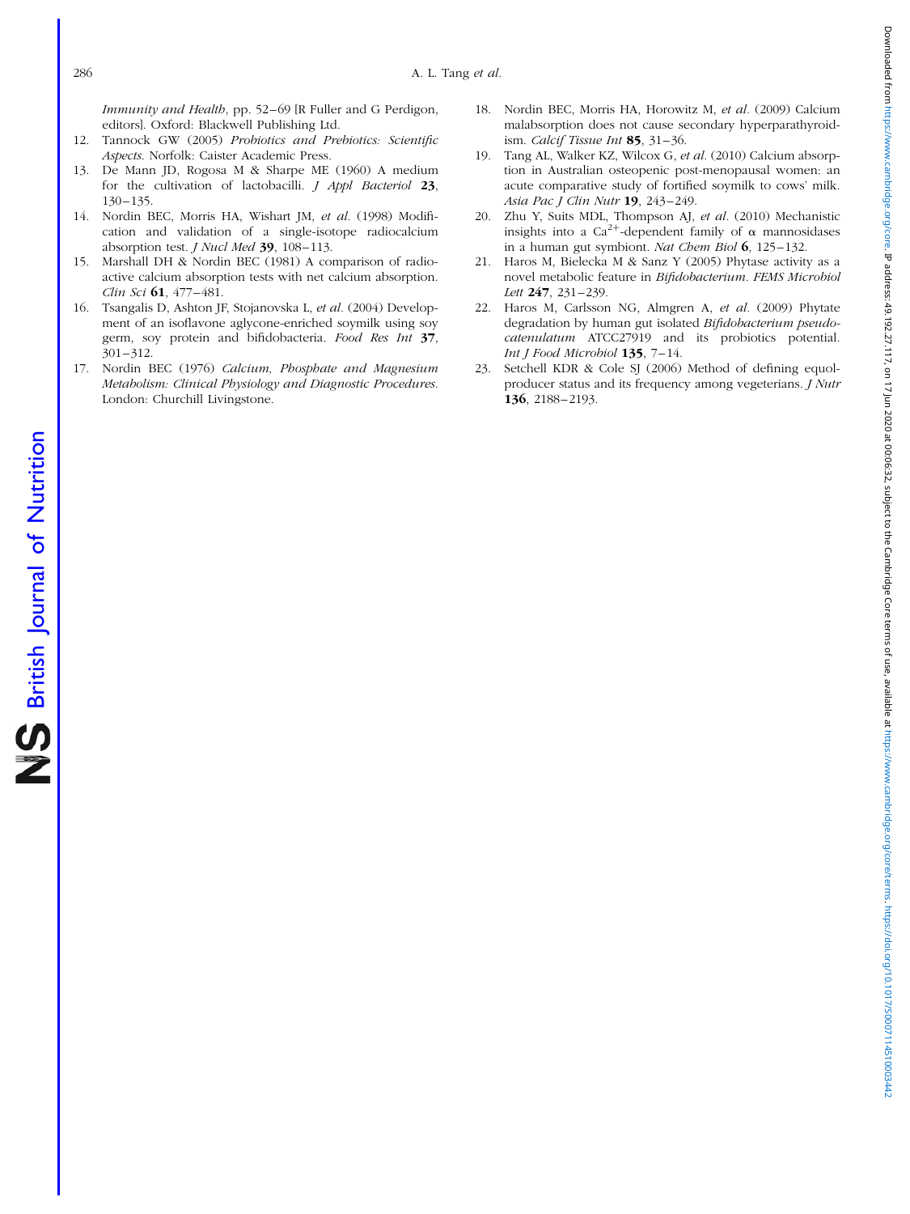Immunity and Health, pp. 52–69 [R Fuller and G Perdigon, editors]. Oxford: Blackwell Publishing Ltd.

12. Tannock GW (2005) *Probiotics and Prebiotics: Scientific Aspects*. Norfolk: Caister Academic Press.
13. De Mann JD, Rogosa M & Sharpe ME (1960) A medium for the cultivation of lactobacilli. *J Appl Bacteriol* **23**, 130–135.
14. Nordin BEC, Morris HA, Wishart JM, *et al.* (1998) Modification and validation of a single-isotope radiocalcium absorption test. *J Nucl Med* **39**, 108–113.
15. Marshall DH & Nordin BEC (1981) A comparison of radioactive calcium absorption tests with net calcium absorption. *Clin Sci* **61**, 477–481.
16. Tsangalis D, Ashton JF, Stojanovska L, *et al.* (2004) Development of an isoflavone aglycone-enriched soymilk using soy germ, soy protein and bifidobacteria. *Food Res Int* **37**, 301–312.
17. Nordin BEC (1976) *Calcium, Phosphate and Magnesium Metabolism: Clinical Physiology and Diagnostic Procedures*. London: Churchill Livingstone.
18. Nordin BEC, Morris HA, Horowitz M, *et al.* (2009) Calcium malabsorption does not cause secondary hyperparathyroidism. *Calcif Tissue Int* **85**, 31–36.
19. Tang AL, Walker KZ, Wilcox G, *et al.* (2010) Calcium absorption in Australian osteopenic post-menopausal women: an acute comparative study of fortified soymilk to cows' milk. *Asia Pac J Clin Nutr* **19**, 243–249.
20. Zhu Y, Suits MDL, Thompson AJ, *et al.* (2010) Mechanistic insights into a $Ca^{2+}$-dependent family of α mannosidases in a human gut symbiont. *Nat Chem Biol* **6**, 125–132.
21. Haros M, Bielecka M & Sanz Y (2005) Phytase activity as a novel metabolic feature in *Bifidobacterium*. *FEMS Microbiol Lett* **247**, 231–239.
22. Haros M, Carlsson NG, Almgren A, *et al.* (2009) Phytate degradation by human gut isolated *Bifidobacterium pseudocatenulatum* ATCC27919 and its probiotics potential. *Int J Food Microbiol* **135**, 7–14.
23. Setchell KDR & Cole SJ (2006) Method of defining equol-producer status and its frequency among vegeterians. *J Nutr* **136**, 2188–2193.